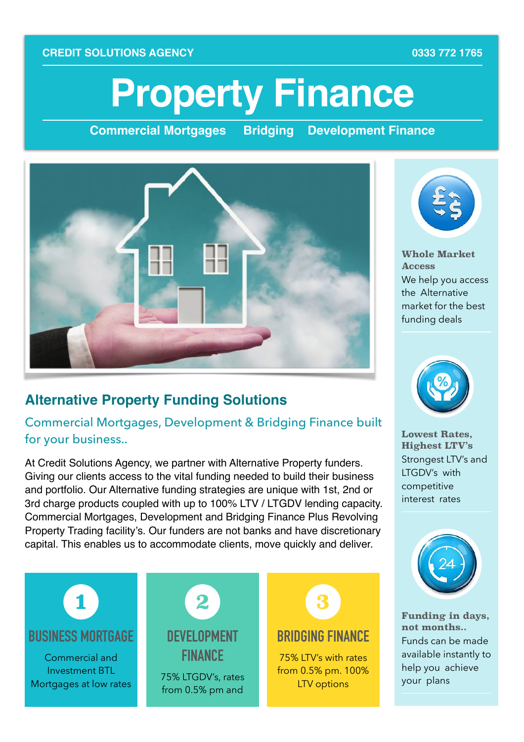CREDIT SOLUTIONS AGENCY 0333 772 1765

# Property Finance

**Commercial Mortgages Bridging Development Finance**

## Alternative Property Funding Solutions

### Commercial Mortgages, Development & Bridging Finance built for your business..

At Credit Solutions Agency, we partner with Alternative Property funders. Giving our clients access to the vital funding needed to build their business and portfolio. Our Alternative funding strategies are unique with 1st, 2nd or 3rd charge products coupled with up to 100% LTV / LTGDV lending capacity. Commercial Mortgages, Development and Bridging Finance Plus Revolving Property Trading facility's. Our funders are not banks and have discretionary capital. This enables us to accommodate clients, move quickly and deliver.

**1**

**BUSINESS MORTGAGE**

Commercial and Investment BTL Mortgages at low rates

**2**

**DEVELOPMENT FINANCE**

75% LTGDV's, rates from 0.5% pm and

**3**

**BRIDGING FINANCE**

75% LTV's with rates from 0.5% pm. 100% LTV options

**Whole Market Access**

We help you access the Alternative market for the best funding deals

**Lowest Rates, Highest LTV's**

Strongest LTV's and LTGDV's with competitive interest rates

**Funding in days, not months..**

Funds can be made available instantly to help you achieve your plans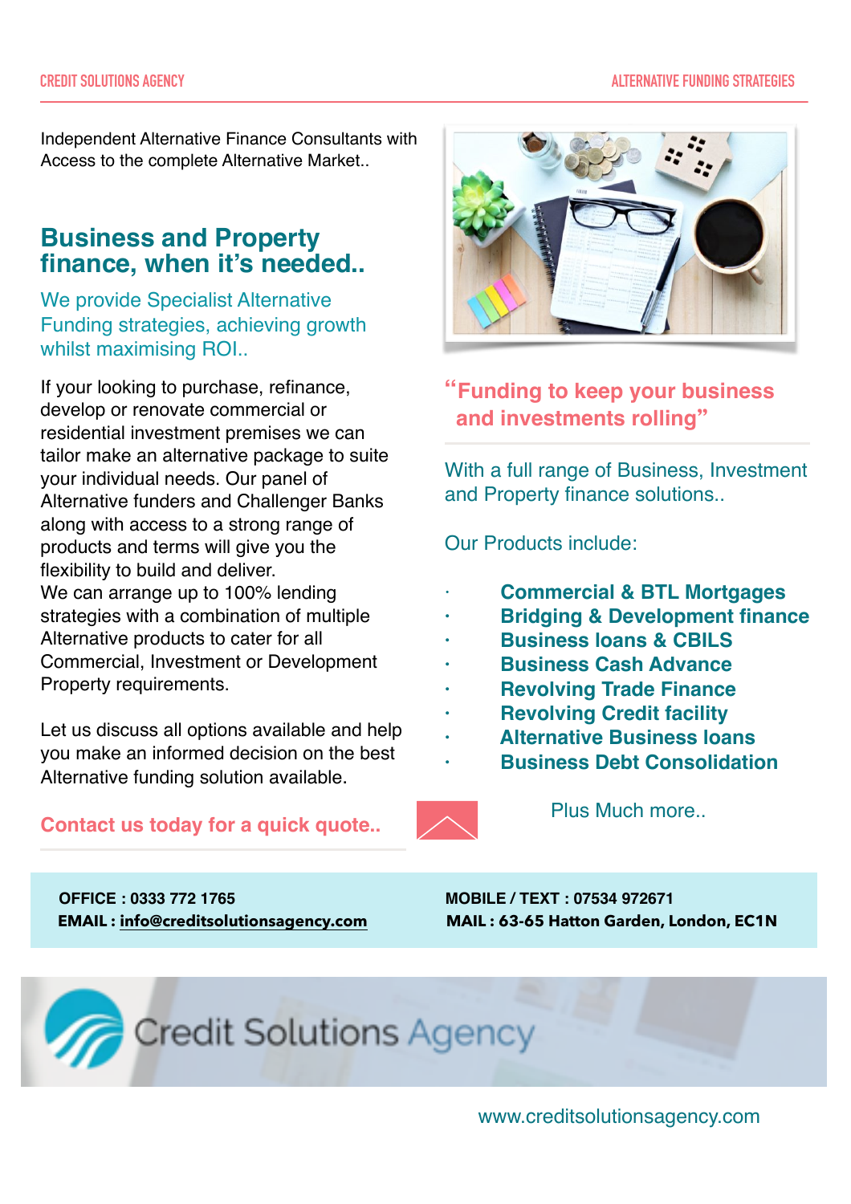Independent Alternative Finance Consultants with Access to the complete Alternative Market..

## Business and Property finance, when it's needed..

We provide Specialist Alternative Funding strategies, achieving growth whilst maximising ROI..

If your looking to purchase, refinance, develop or renovate commercial or residential investment premises we can tailor make an alternative package to suite your individual needs. Our panel of Alternative funders and Challenger Banks along with access to a strong range of products and terms will give you the flexibility to build and deliver.
We can arrange up to 100% lending strategies with a combination of multiple Alternative products to cater for all Commercial, Investment or Development Property requirements.

Let us discuss all options available and help you make an informed decision on the best Alternative funding solution available.

**Contact us today for a quick quote..**

**"Funding to keep your business and investments rolling"**

With a full range of Business, Investment and Property finance solutions..

Our Products include:

- **Commercial & BTL Mortgages**
- **Bridging & Development finance**
- **Business loans & CBILS**
- **Business Cash Advance**
- **Revolving Trade Finance**
- **Revolving Credit facility**
- **Alternative Business loans**
- **Business Debt Consolidation**

Plus Much more..

**OFFICE : 0333 772 1765**
**EMAIL : info@creditsolutionsagency.com**

**MOBILE / TEXT : 07534 972671**
**MAIL : 63-65 Hatton Garden, London, EC1N**

Credit Solutions Agency

www.creditsolutionsagency.com